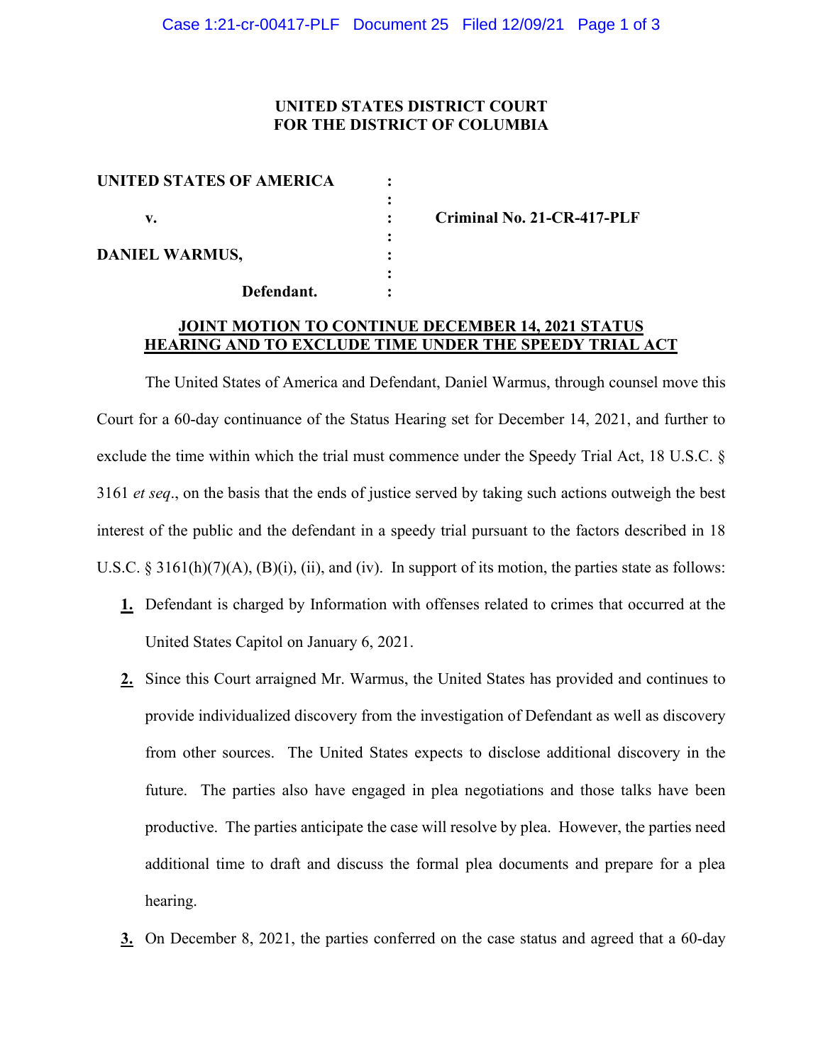**UNITED STATES DISTRICT COURT**
**FOR THE DISTRICT OF COLUMBIA**

| | | |
|---|---|---|
| **UNITED STATES OF AMERICA** | : | |
| | : | |
| **v.** | : | **Criminal No. 21-CR-417-PLF** |
| | : | |
| **DANIEL WARMUS,** | : | |
| | : | |
| **Defendant.** | : | |

**JOINT MOTION TO CONTINUE DECEMBER 14, 2021 STATUS HEARING AND TO EXCLUDE TIME UNDER THE SPEEDY TRIAL ACT**

The United States of America and Defendant, Daniel Warmus, through counsel move this Court for a 60-day continuance of the Status Hearing set for December 14, 2021, and further to exclude the time within which the trial must commence under the Speedy Trial Act, 18 U.S.C. § 3161 *et seq*., on the basis that the ends of justice served by taking such actions outweigh the best interest of the public and the defendant in a speedy trial pursuant to the factors described in 18 U.S.C. § 3161(h)(7)(A), (B)(i), (ii), and (iv). In support of its motion, the parties state as follows:

1. Defendant is charged by Information with offenses related to crimes that occurred at the United States Capitol on January 6, 2021.

2. Since this Court arraigned Mr. Warmus, the United States has provided and continues to provide individualized discovery from the investigation of Defendant as well as discovery from other sources. The United States expects to disclose additional discovery in the future. The parties also have engaged in plea negotiations and those talks have been productive. The parties anticipate the case will resolve by plea. However, the parties need additional time to draft and discuss the formal plea documents and prepare for a plea hearing.

3. On December 8, 2021, the parties conferred on the case status and agreed that a 60-day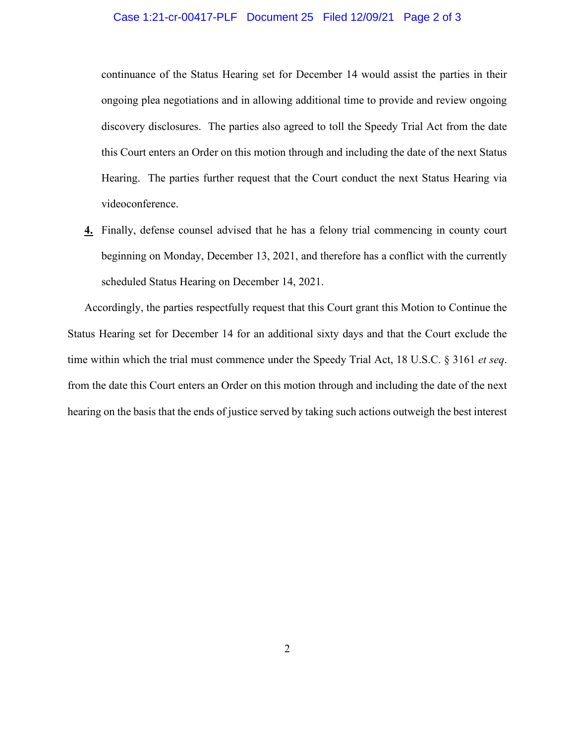continuance of the Status Hearing set for December 14 would assist the parties in their ongoing plea negotiations and in allowing additional time to provide and review ongoing discovery disclosures. The parties also agreed to toll the Speedy Trial Act from the date this Court enters an Order on this motion through and including the date of the next Status Hearing. The parties further request that the Court conduct the next Status Hearing via videoconference.

**4.** Finally, defense counsel advised that he has a felony trial commencing in county court beginning on Monday, December 13, 2021, and therefore has a conflict with the currently scheduled Status Hearing on December 14, 2021.

Accordingly, the parties respectfully request that this Court grant this Motion to Continue the Status Hearing set for December 14 for an additional sixty days and that the Court exclude the time within which the trial must commence under the Speedy Trial Act, 18 U.S.C. § 3161 *et seq*. from the date this Court enters an Order on this motion through and including the date of the next hearing on the basis that the ends of justice served by taking such actions outweigh the best interest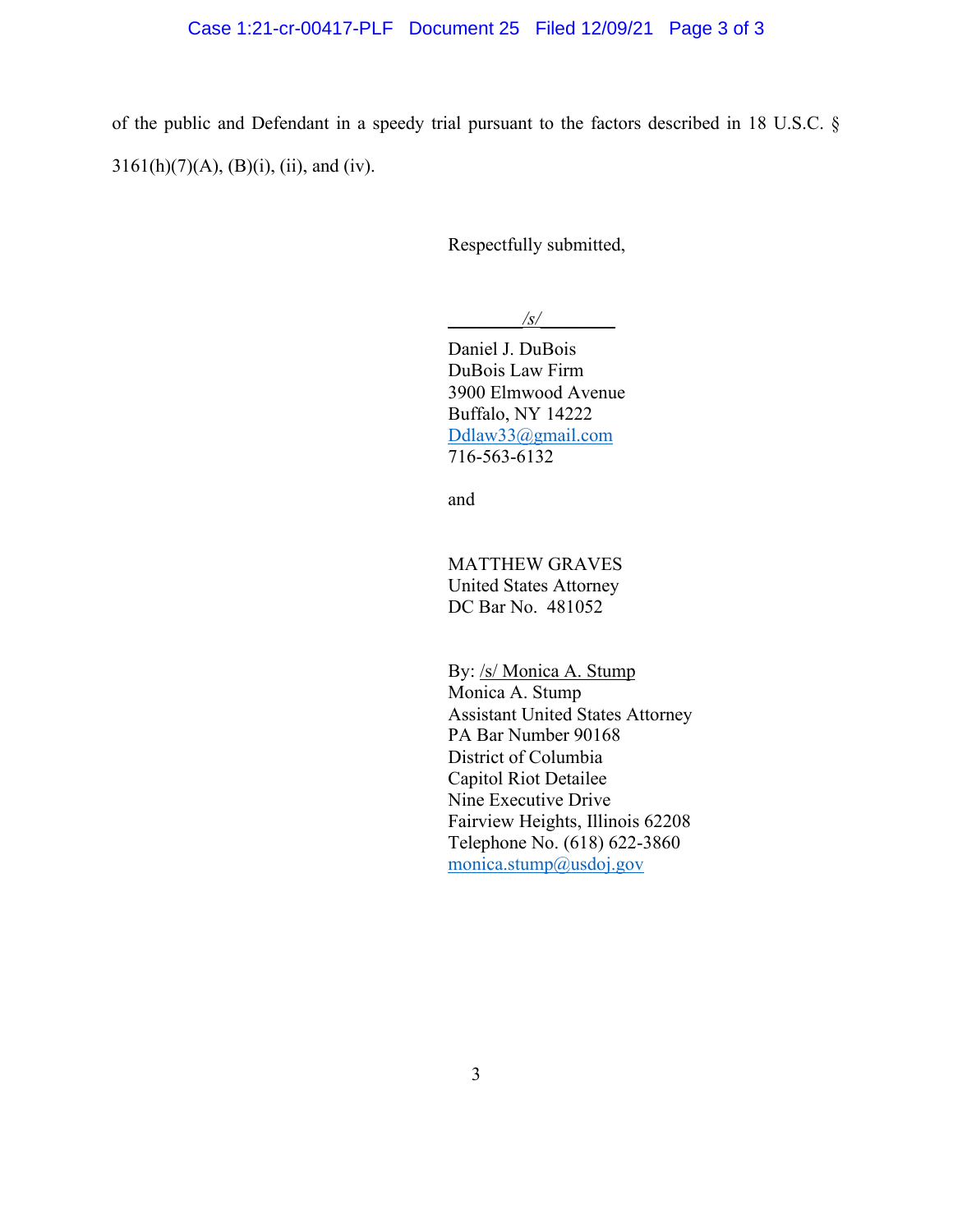of the public and Defendant in a speedy trial pursuant to the factors described in 18 U.S.C. § 3161(h)(7)(A), (B)(i), (ii), and (iv).

Respectfully submitted,

*/s/*

Daniel J. DuBois
DuBois Law Firm
3900 Elmwood Avenue
Buffalo, NY 14222
Ddlaw33@gmail.com
716-563-6132

and

MATTHEW GRAVES
United States Attorney
DC Bar No. 481052

By: /s/ Monica A. Stump
Monica A. Stump
Assistant United States Attorney
PA Bar Number 90168
District of Columbia
Capitol Riot Detailee
Nine Executive Drive
Fairview Heights, Illinois 62208
Telephone No. (618) 622-3860
monica.stump@usdoj.gov